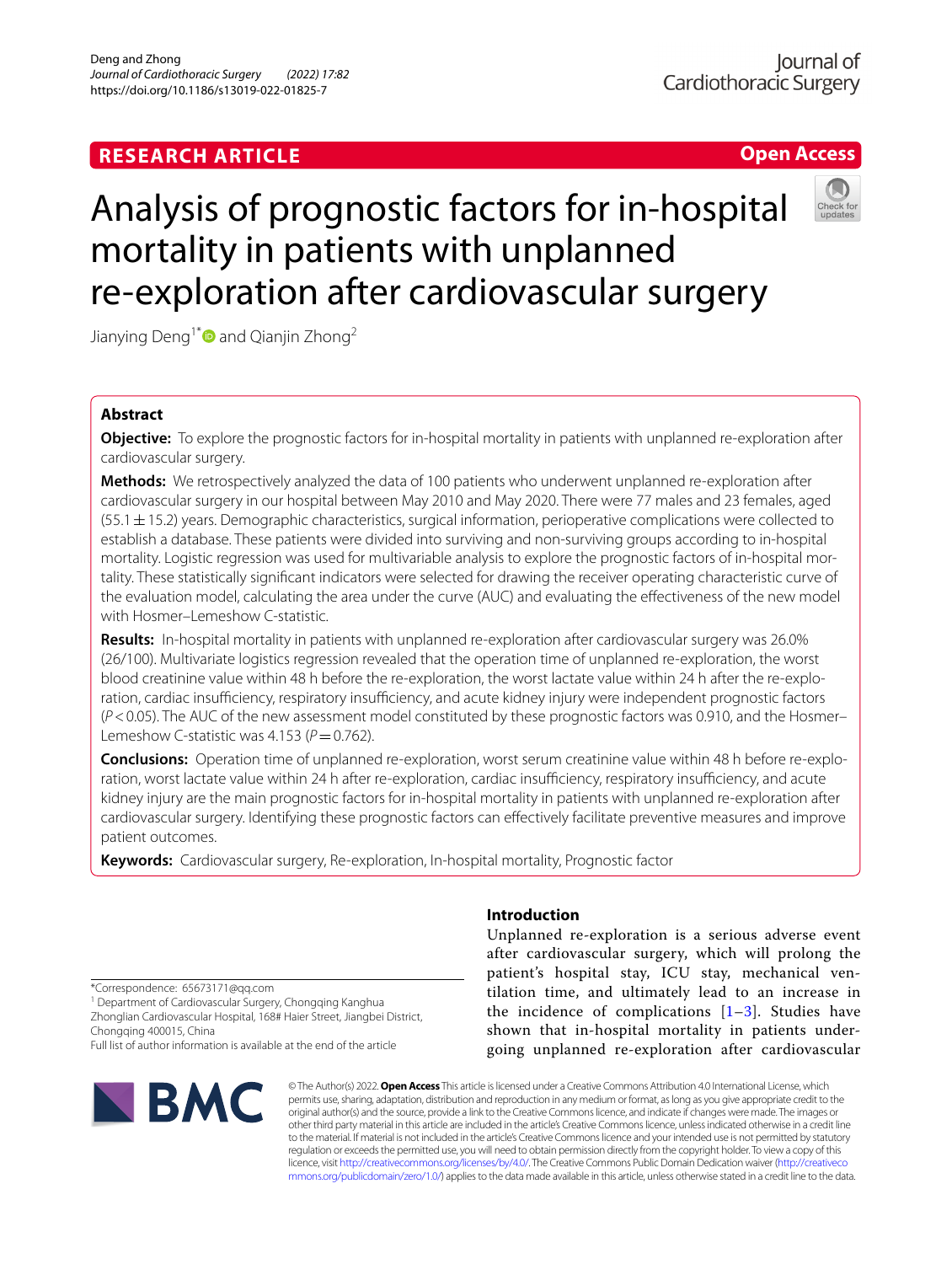RESEARCH ARTICLE

Open Access

# Analysis of prognostic factors for in-hospital mortality in patients with unplanned re-exploration after cardiovascular surgery

Jianying Deng[1*] and Qianjin Zhong[2]

## Abstract

**Objective:** To explore the prognostic factors for in-hospital mortality in patients with unplanned re-exploration after cardiovascular surgery.

**Methods:** We retrospectively analyzed the data of 100 patients who underwent unplanned re-exploration after cardiovascular surgery in our hospital between May 2010 and May 2020. There were 77 males and 23 females, aged (55.1 ± 15.2) years. Demographic characteristics, surgical information, perioperative complications were collected to establish a database. These patients were divided into surviving and non-surviving groups according to in-hospital mortality. Logistic regression was used for multivariable analysis to explore the prognostic factors of in-hospital mortality. These statistically significant indicators were selected for drawing the receiver operating characteristic curve of the evaluation model, calculating the area under the curve (AUC) and evaluating the effectiveness of the new model with Hosmer–Lemeshow C-statistic.

**Results:** In-hospital mortality in patients with unplanned re-exploration after cardiovascular surgery was 26.0% (26/100). Multivariate logistics regression revealed that the operation time of unplanned re-exploration, the worst blood creatinine value within 48 h before the re-exploration, the worst lactate value within 24 h after the re-exploration, cardiac insufficiency, respiratory insufficiency, and acute kidney injury were independent prognostic factors ($P < 0.05$). The AUC of the new assessment model constituted by these prognostic factors was 0.910, and the Hosmer–Lemeshow C-statistic was 4.153 ($P = 0.762$).

**Conclusions:** Operation time of unplanned re-exploration, worst serum creatinine value within 48 h before re-exploration, worst lactate value within 24 h after re-exploration, cardiac insufficiency, respiratory insufficiency, and acute kidney injury are the main prognostic factors for in-hospital mortality in patients with unplanned re-exploration after cardiovascular surgery. Identifying these prognostic factors can effectively facilitate preventive measures and improve patient outcomes.

**Keywords:** Cardiovascular surgery, Re-exploration, In-hospital mortality, Prognostic factor

## Introduction

Unplanned re-exploration is a serious adverse event after cardiovascular surgery, which will prolong the patient's hospital stay, ICU stay, mechanical ventilation time, and ultimately lead to an increase in the incidence of complications [1–3]. Studies have shown that in-hospital mortality in patients undergoing unplanned re-exploration after cardiovascular

*Correspondence: 65673171@qq.com

[1] Department of Cardiovascular Surgery, Chongqing Kanghua Zhonglian Cardiovascular Hospital, 168# Haier Street, Jiangbei District, Chongqing 400015, China

Full list of author information is available at the end of the article

© The Author(s) 2022. **Open Access** This article is licensed under a Creative Commons Attribution 4.0 International License, which permits use, sharing, adaptation, distribution and reproduction in any medium or format, as long as you give appropriate credit to the original author(s) and the source, provide a link to the Creative Commons licence, and indicate if changes were made. The images or other third party material in this article are included in the article's Creative Commons licence, unless indicated otherwise in a credit line to the material. If material is not included in the article's Creative Commons licence and your intended use is not permitted by statutory regulation or exceeds the permitted use, you will need to obtain permission directly from the copyright holder. To view a copy of this licence, visit http://creativecommons.org/licenses/by/4.0/. The Creative Commons Public Domain Dedication waiver (http://creativecommons.org/publicdomain/zero/1.0/) applies to the data made available in this article, unless otherwise stated in a credit line to the data.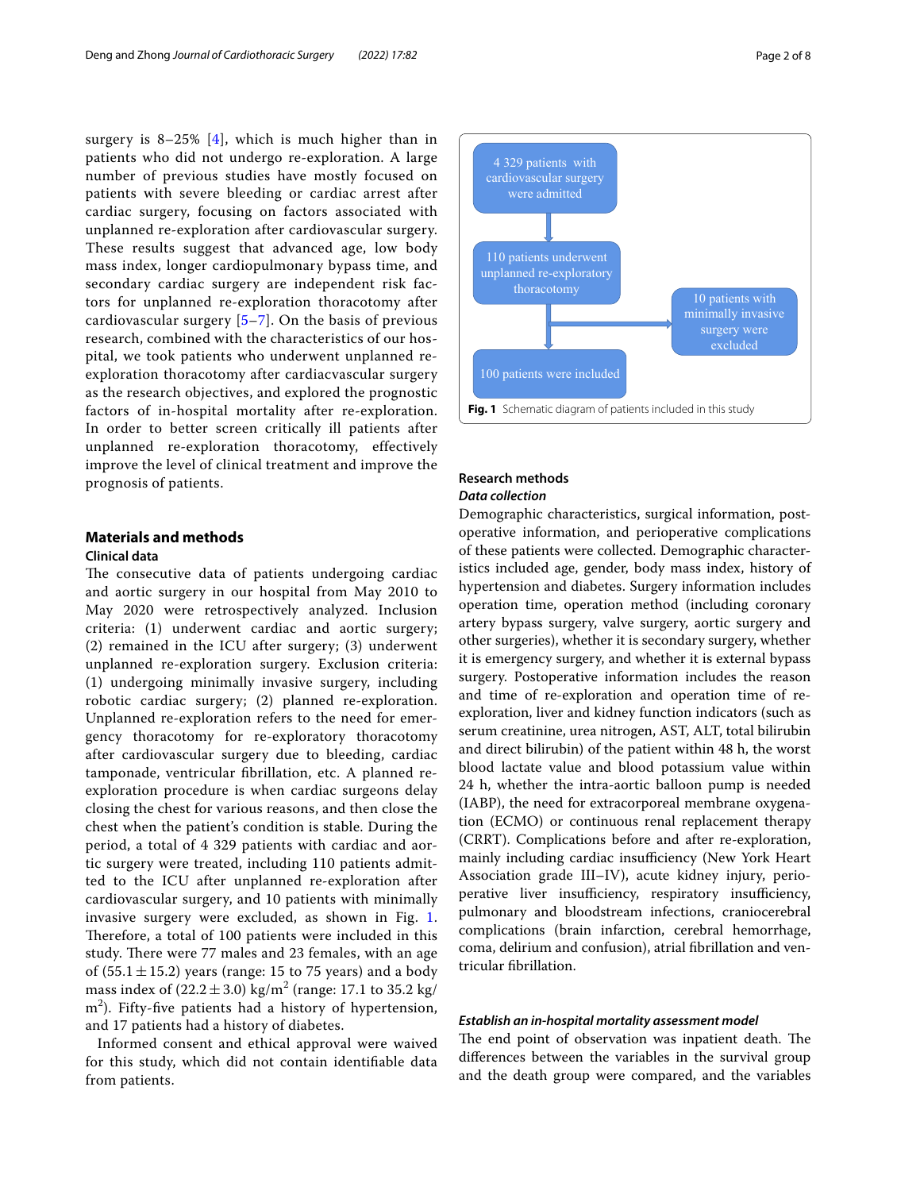surgery is 8–25% [4], which is much higher than in patients who did not undergo re-exploration. A large number of previous studies have mostly focused on patients with severe bleeding or cardiac arrest after cardiac surgery, focusing on factors associated with unplanned re-exploration after cardiovascular surgery. These results suggest that advanced age, low body mass index, longer cardiopulmonary bypass time, and secondary cardiac surgery are independent risk factors for unplanned re-exploration thoracotomy after cardiovascular surgery [5–7]. On the basis of previous research, combined with the characteristics of our hospital, we took patients who underwent unplanned re-exploration thoracotomy after cardiacvascular surgery as the research objectives, and explored the prognostic factors of in-hospital mortality after re-exploration. In order to better screen critically ill patients after unplanned re-exploration thoracotomy, effectively improve the level of clinical treatment and improve the prognosis of patients.

## Materials and methods

### Clinical data

The consecutive data of patients undergoing cardiac and aortic surgery in our hospital from May 2010 to May 2020 were retrospectively analyzed. Inclusion criteria: (1) underwent cardiac and aortic surgery; (2) remained in the ICU after surgery; (3) underwent unplanned re-exploration surgery. Exclusion criteria: (1) undergoing minimally invasive surgery, including robotic cardiac surgery; (2) planned re-exploration. Unplanned re-exploration refers to the need for emergency thoracotomy for re-exploratory thoracotomy after cardiovascular surgery due to bleeding, cardiac tamponade, ventricular fibrillation, etc. A planned re-exploration procedure is when cardiac surgeons delay closing the chest for various reasons, and then close the chest when the patient's condition is stable. During the period, a total of 4 329 patients with cardiac and aortic surgery were treated, including 110 patients admitted to the ICU after unplanned re-exploration after cardiovascular surgery, and 10 patients with minimally invasive surgery were excluded, as shown in Fig. 1. Therefore, a total of 100 patients were included in this study. There were 77 males and 23 females, with an age of (55.1 ± 15.2) years (range: 15 to 75 years) and a body mass index of (22.2 ± 3.0) kg/m$^2$ (range: 17.1 to 35.2 kg/m$^2$). Fifty-five patients had a history of hypertension, and 17 patients had a history of diabetes.

Informed consent and ethical approval were waived for this study, which did not contain identifiable data from patients.

4 329 patients with cardiovascular surgery were admitted → 110 patients underwent unplanned re-exploratory thoracotomy → 10 patients with minimally invasive surgery were excluded → 100 patients were included

**Fig. 1** Schematic diagram of patients included in this study

### Research methods

#### *Data collection*

Demographic characteristics, surgical information, postoperative information, and perioperative complications of these patients were collected. Demographic characteristics included age, gender, body mass index, history of hypertension and diabetes. Surgery information includes operation time, operation method (including coronary artery bypass surgery, valve surgery, aortic surgery and other surgeries), whether it is secondary surgery, whether it is emergency surgery, and whether it is external bypass surgery. Postoperative information includes the reason and time of re-exploration and operation time of re-exploration, liver and kidney function indicators (such as serum creatinine, urea nitrogen, AST, ALT, total bilirubin and direct bilirubin) of the patient within 48 h, the worst blood lactate value and blood potassium value within 24 h, whether the intra-aortic balloon pump is needed (IABP), the need for extracorporeal membrane oxygenation (ECMO) or continuous renal replacement therapy (CRRT). Complications before and after re-exploration, mainly including cardiac insufficiency (New York Heart Association grade III–IV), acute kidney injury, perioperative liver insufficiency, respiratory insufficiency, pulmonary and bloodstream infections, craniocerebral complications (brain infarction, cerebral hemorrhage, coma, delirium and confusion), atrial fibrillation and ventricular fibrillation.

#### *Establish an in-hospital mortality assessment model*

The end point of observation was inpatient death. The differences between the variables in the survival group and the death group were compared, and the variables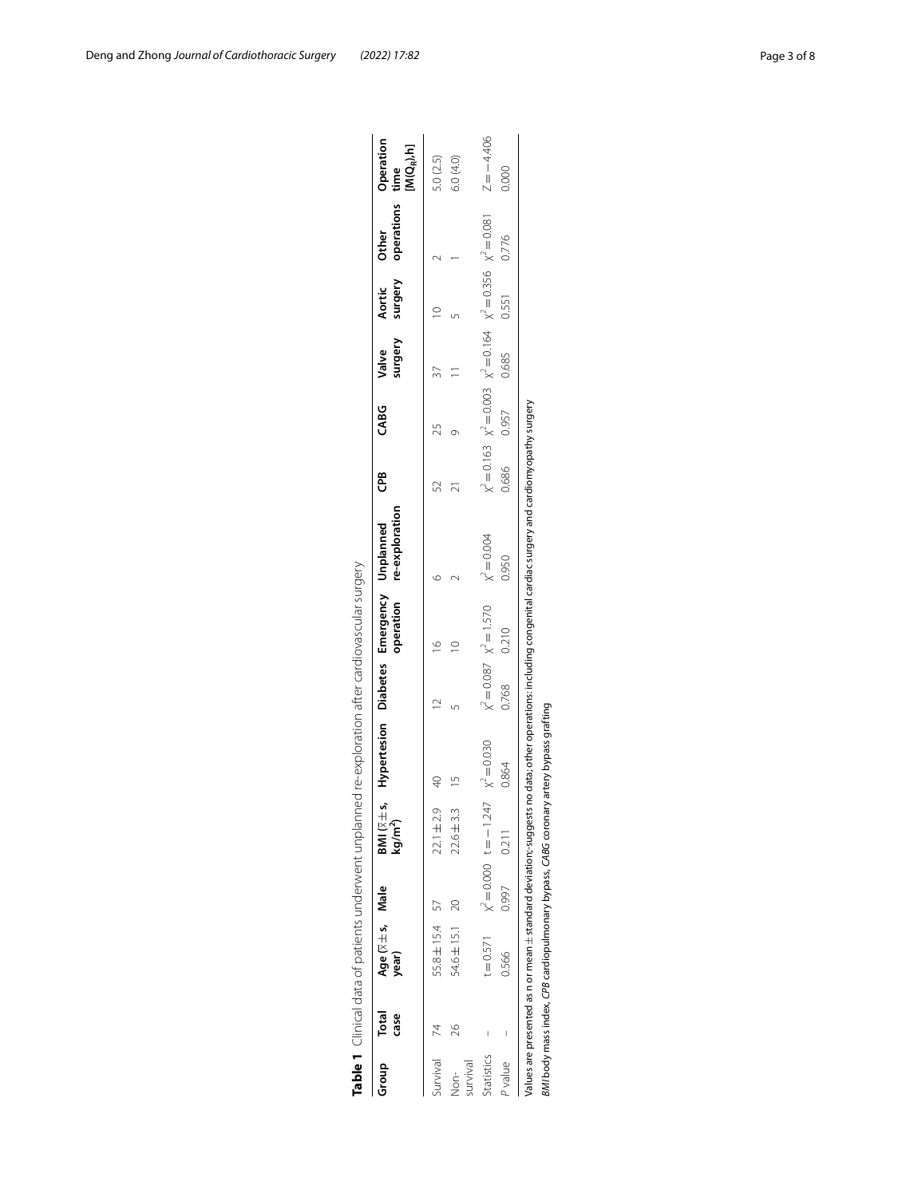**Table 1** Clinical data of patients underwent unplanned re-exploration after cardiovascular surgery

| Group | Total case | Age ($\bar{x}\pm s$, year) | Male | BMI ($\bar{x}\pm s$, kg/m$^2$) | Hypertesion | Diabetes | Emergency operation | Unplanned re-exploration | CPB | CABG | Valve surgery | Aortic surgery | Other operations | Operation time [$M(Q_R)$,h] |
|---|---|---|---|---|---|---|---|---|---|---|---|---|---|---|
| Survival | 74 | 55.8 ± 15.4 | 57 | 22.1 ± 2.9 | 40 | 12 | 16 | 6 | 52 | 25 | 37 | 10 | 2 | 5.0 (2.5) |
| Non-survival | 26 | 54.6 ± 15.1 | 20 | 22.6 ± 3.3 | 15 | 5 | 10 | 2 | 21 | 9 | 11 | 5 | 1 | 6.0 (4.0) |
| Statistics | – | t = 0.571 | $\chi^2$ = 0.000 | t = −1.247 | $\chi^2$ = 0.030 | $\chi^2$ = 0.087 | $\chi^2$ = 1.570 | $\chi^2$ = 0.004 | $\chi^2$ = 0.163 | $\chi^2$ = 0.003 | $\chi^2$ = 0.164 | $\chi^2$ = 0.356 | $\chi^2$ = 0.081 | Z = −4.406 |
| *P* value | – | 0.566 | 0.997 | 0.211 | 0.864 | 0.768 | 0.210 | 0.950 | 0.686 | 0.957 | 0.685 | 0.551 | 0.776 | 0.000 |

Values are presented as n or mean ± standard deviation;-suggests no data; other operations: including congenital cardiac surgery and cardiomyopathy surgery

*BMI* body mass index, *CPB* cardiopulmonary bypass, *CABG* coronary artery bypass grafting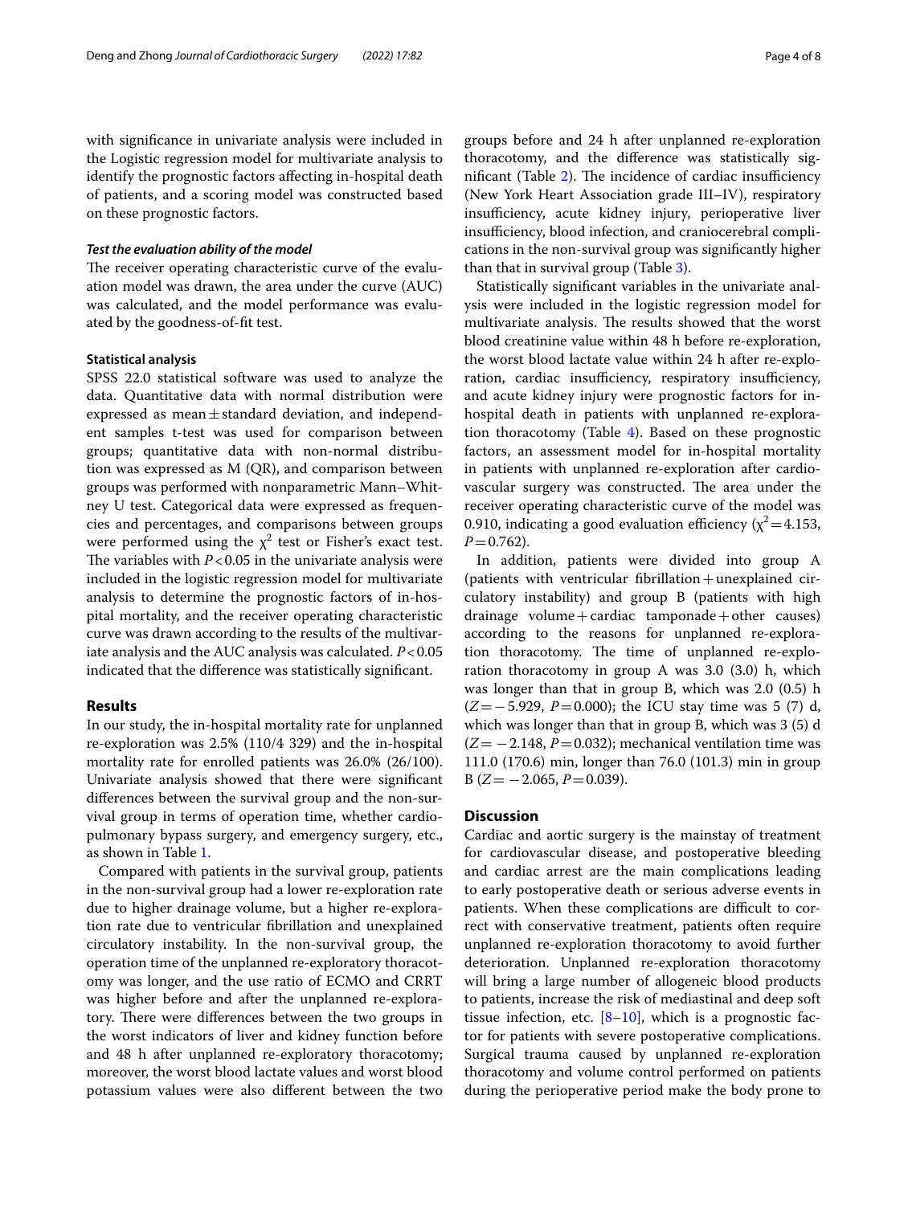with significance in univariate analysis were included in the Logistic regression model for multivariate analysis to identify the prognostic factors affecting in-hospital death of patients, and a scoring model was constructed based on these prognostic factors.

#### *Test the evaluation ability of the model*

The receiver operating characteristic curve of the evaluation model was drawn, the area under the curve (AUC) was calculated, and the model performance was evaluated by the goodness-of-fit test.

### Statistical analysis

SPSS 22.0 statistical software was used to analyze the data. Quantitative data with normal distribution were expressed as mean ± standard deviation, and independent samples t-test was used for comparison between groups; quantitative data with non-normal distribution was expressed as M (QR), and comparison between groups was performed with nonparametric Mann–Whitney U test. Categorical data were expressed as frequencies and percentages, and comparisons between groups were performed using the $\chi^2$ test or Fisher's exact test. The variables with $P<0.05$ in the univariate analysis were included in the logistic regression model for multivariate analysis to determine the prognostic factors of in-hospital mortality, and the receiver operating characteristic curve was drawn according to the results of the multivariate analysis and the AUC analysis was calculated. $P<0.05$ indicated that the difference was statistically significant.

## Results

In our study, the in-hospital mortality rate for unplanned re-exploration was 2.5% (110/4 329) and the in-hospital mortality rate for enrolled patients was 26.0% (26/100). Univariate analysis showed that there were significant differences between the survival group and the non-survival group in terms of operation time, whether cardiopulmonary bypass surgery, and emergency surgery, etc., as shown in Table 1.

Compared with patients in the survival group, patients in the non-survival group had a lower re-exploration rate due to higher drainage volume, but a higher re-exploration rate due to ventricular fibrillation and unexplained circulatory instability. In the non-survival group, the operation time of the unplanned re-exploratory thoracotomy was longer, and the use ratio of ECMO and CRRT was higher before and after the unplanned re-exploratory. There were differences between the two groups in the worst indicators of liver and kidney function before and 48 h after unplanned re-exploratory thoracotomy; moreover, the worst blood lactate values and worst blood potassium values were also different between the two groups before and 24 h after unplanned re-exploration thoracotomy, and the difference was statistically significant (Table 2). The incidence of cardiac insufficiency (New York Heart Association grade III–IV), respiratory insufficiency, acute kidney injury, perioperative liver insufficiency, blood infection, and craniocerebral complications in the non-survival group was significantly higher than that in survival group (Table 3).

Statistically significant variables in the univariate analysis were included in the logistic regression model for multivariate analysis. The results showed that the worst blood creatinine value within 48 h before re-exploration, the worst blood lactate value within 24 h after re-exploration, cardiac insufficiency, respiratory insufficiency, and acute kidney injury were prognostic factors for in-hospital death in patients with unplanned re-exploration thoracotomy (Table 4). Based on these prognostic factors, an assessment model for in-hospital mortality in patients with unplanned re-exploration after cardiovascular surgery was constructed. The area under the receiver operating characteristic curve of the model was 0.910, indicating a good evaluation efficiency ($\chi^2=4.153$, $P=0.762$).

In addition, patients were divided into group A (patients with ventricular fibrillation + unexplained circulatory instability) and group B (patients with high drainage volume + cardiac tamponade + other causes) according to the reasons for unplanned re-exploration thoracotomy. The time of unplanned re-exploration thoracotomy in group A was 3.0 (3.0) h, which was longer than that in group B, which was 2.0 (0.5) h ($Z=-5.929$, $P=0.000$); the ICU stay time was 5 (7) d, which was longer than that in group B, which was 3 (5) d ($Z=-2.148$, $P=0.032$); mechanical ventilation time was 111.0 (170.6) min, longer than 76.0 (101.3) min in group B ($Z=-2.065$, $P=0.039$).

## Discussion

Cardiac and aortic surgery is the mainstay of treatment for cardiovascular disease, and postoperative bleeding and cardiac arrest are the main complications leading to early postoperative death or serious adverse events in patients. When these complications are difficult to correct with conservative treatment, patients often require unplanned re-exploration thoracotomy to avoid further deterioration. Unplanned re-exploration thoracotomy will bring a large number of allogeneic blood products to patients, increase the risk of mediastinal and deep soft tissue infection, etc. [8–10], which is a prognostic factor for patients with severe postoperative complications. Surgical trauma caused by unplanned re-exploration thoracotomy and volume control performed on patients during the perioperative period make the body prone to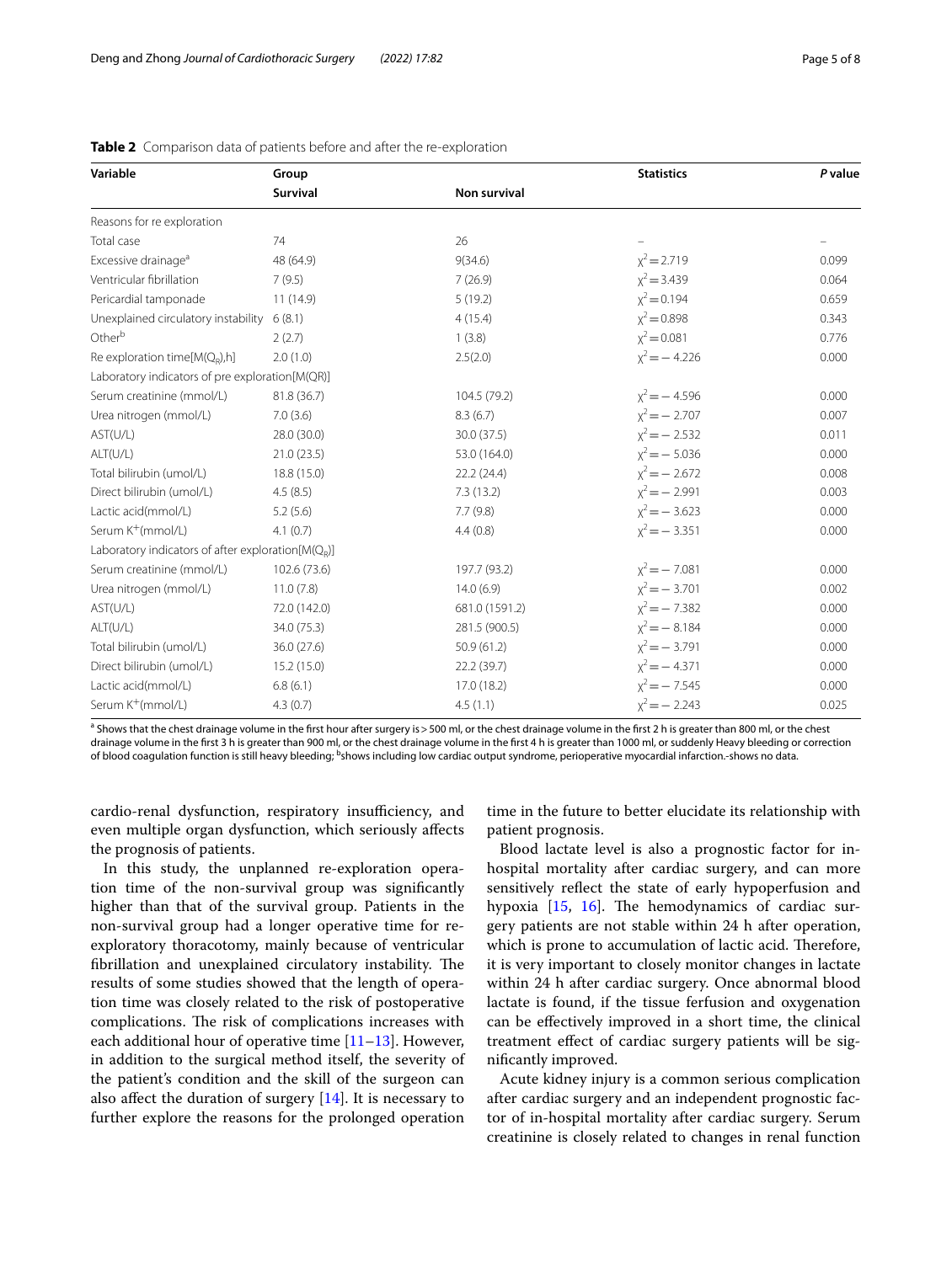**Table 2** Comparison data of patients before and after the re-exploration

| Variable | Group | | Statistics | *P* value |
|---|---|---|---|---|
| | **Survival** | **Non survival** | | |
| Reasons for re exploration | | | | |
| Total case | 74 | 26 | – | – |
| Excessive drainage[a] | 48 (64.9) | 9(34.6) | $\chi^2=2.719$ | 0.099 |
| Ventricular fibrillation | 7 (9.5) | 7 (26.9) | $\chi^2=3.439$ | 0.064 |
| Pericardial tamponade | 11 (14.9) | 5 (19.2) | $\chi^2=0.194$ | 0.659 |
| Unexplained circulatory instability | 6 (8.1) | 4 (15.4) | $\chi^2=0.898$ | 0.343 |
| Other[b] | 2 (2.7) | 1 (3.8) | $\chi^2=0.081$ | 0.776 |
| Re exploration time[$M(Q_R)$,h] | 2.0 (1.0) | 2.5(2.0) | $\chi^2=-4.226$ | 0.000 |
| Laboratory indicators of pre exploration[M(QR)] | | | | |
| Serum creatinine (mmol/L) | 81.8 (36.7) | 104.5 (79.2) | $\chi^2=-4.596$ | 0.000 |
| Urea nitrogen (mmol/L) | 7.0 (3.6) | 8.3 (6.7) | $\chi^2=-2.707$ | 0.007 |
| AST(U/L) | 28.0 (30.0) | 30.0 (37.5) | $\chi^2=-2.532$ | 0.011 |
| ALT(U/L) | 21.0 (23.5) | 53.0 (164.0) | $\chi^2=-5.036$ | 0.000 |
| Total bilirubin (umol/L) | 18.8 (15.0) | 22.2 (24.4) | $\chi^2=-2.672$ | 0.008 |
| Direct bilirubin (umol/L) | 4.5 (8.5) | 7.3 (13.2) | $\chi^2=-2.991$ | 0.003 |
| Lactic acid(mmol/L) | 5.2 (5.6) | 7.7 (9.8) | $\chi^2=-3.623$ | 0.000 |
| Serum $K^+$(mmol/L) | 4.1 (0.7) | 4.4 (0.8) | $\chi^2=-3.351$ | 0.000 |
| Laboratory indicators of after exploration[$M(Q_R)$] | | | | |
| Serum creatinine (mmol/L) | 102.6 (73.6) | 197.7 (93.2) | $\chi^2=-7.081$ | 0.000 |
| Urea nitrogen (mmol/L) | 11.0 (7.8) | 14.0 (6.9) | $\chi^2=-3.701$ | 0.002 |
| AST(U/L) | 72.0 (142.0) | 681.0 (1591.2) | $\chi^2=-7.382$ | 0.000 |
| ALT(U/L) | 34.0 (75.3) | 281.5 (900.5) | $\chi^2=-8.184$ | 0.000 |
| Total bilirubin (umol/L) | 36.0 (27.6) | 50.9 (61.2) | $\chi^2=-3.791$ | 0.000 |
| Direct bilirubin (umol/L) | 15.2 (15.0) | 22.2 (39.7) | $\chi^2=-4.371$ | 0.000 |
| Lactic acid(mmol/L) | 6.8 (6.1) | 17.0 (18.2) | $\chi^2=-7.545$ | 0.000 |
| Serum $K^+$(mmol/L) | 4.3 (0.7) | 4.5 (1.1) | $\chi^2=-2.243$ | 0.025 |

[a] Shows that the chest drainage volume in the first hour after surgery is > 500 ml, or the chest drainage volume in the first 2 h is greater than 800 ml, or the chest drainage volume in the first 3 h is greater than 900 ml, or the chest drainage volume in the first 4 h is greater than 1000 ml, or suddenly Heavy bleeding or correction of blood coagulation function is still heavy bleeding; [b]shows including low cardiac output syndrome, perioperative myocardial infarction.-shows no data.

cardio-renal dysfunction, respiratory insufficiency, and even multiple organ dysfunction, which seriously affects the prognosis of patients.

In this study, the unplanned re-exploration operation time of the non-survival group was significantly higher than that of the survival group. Patients in the non-survival group had a longer operative time for re-exploratory thoracotomy, mainly because of ventricular fibrillation and unexplained circulatory instability. The results of some studies showed that the length of operation time was closely related to the risk of postoperative complications. The risk of complications increases with each additional hour of operative time [11–13]. However, in addition to the surgical method itself, the severity of the patient's condition and the skill of the surgeon can also affect the duration of surgery [14]. It is necessary to further explore the reasons for the prolonged operation time in the future to better elucidate its relationship with patient prognosis.

Blood lactate level is also a prognostic factor for in-hospital mortality after cardiac surgery, and can more sensitively reflect the state of early hypoperfusion and hypoxia [15, 16]. The hemodynamics of cardiac surgery patients are not stable within 24 h after operation, which is prone to accumulation of lactic acid. Therefore, it is very important to closely monitor changes in lactate within 24 h after cardiac surgery. Once abnormal blood lactate is found, if the tissue ferfusion and oxygenation can be effectively improved in a short time, the clinical treatment effect of cardiac surgery patients will be significantly improved.

Acute kidney injury is a common serious complication after cardiac surgery and an independent prognostic factor of in-hospital mortality after cardiac surgery. Serum creatinine is closely related to changes in renal function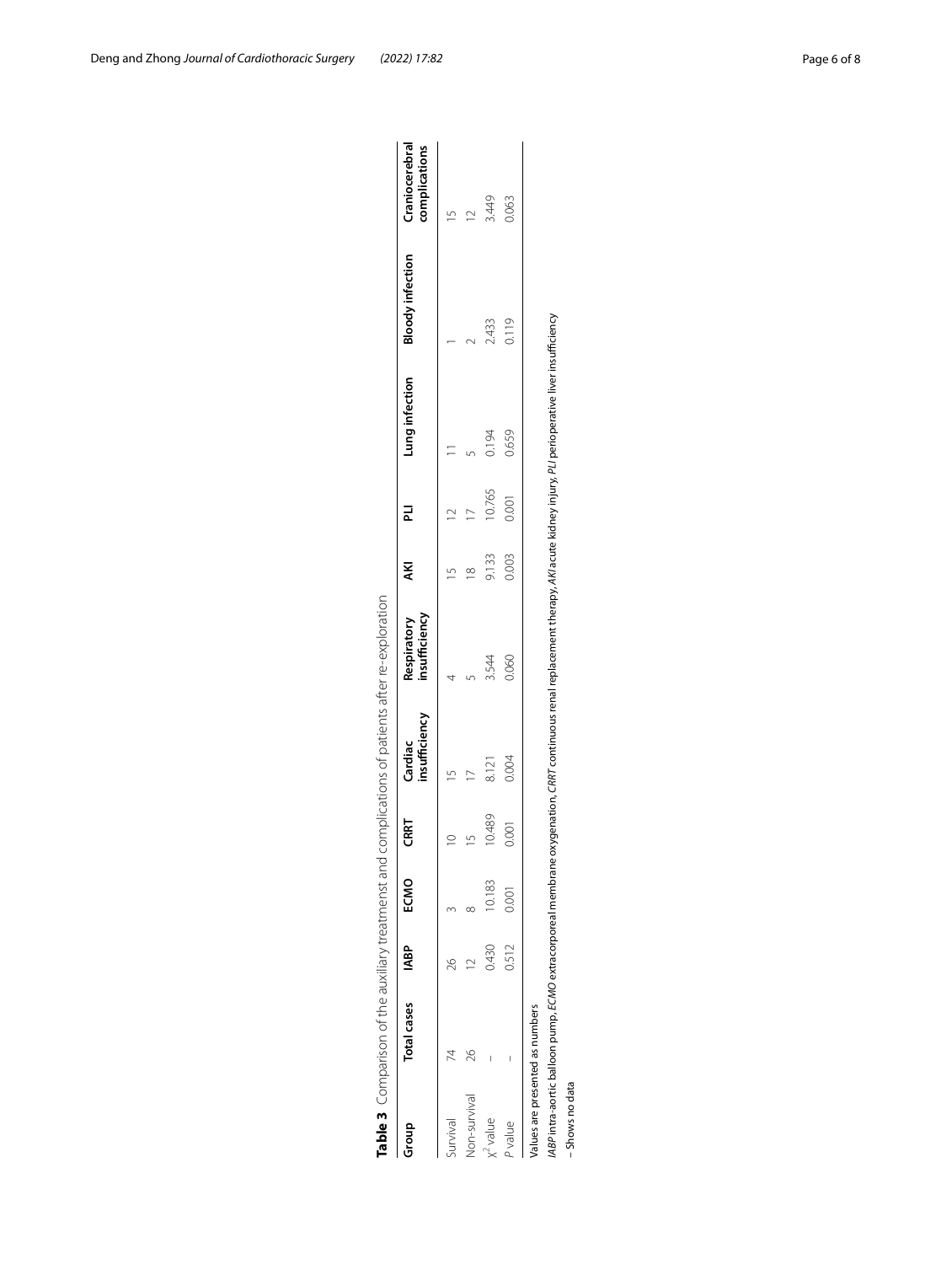**Table 3** Comparison of the auxiliary treatmenst and complications of patients after re-exploration

| Group | Total cases | IABP | ECMO | CRRT | Cardiac insufficiency | Respiratory insufficiency | AKI | PLI | Lung infection | Bloody infection | Craniocerebral complications |
|---|---|---|---|---|---|---|---|---|---|---|---|
| Survival | 74 | 26 | 3 | 10 | 15 | 4 | 15 | 12 | 11 | 1 | 15 |
| Non-survival | 26 | 12 | 8 | 15 | 17 | 5 | 18 | 17 | 5 | 2 | 12 |
| $\chi^2$ value | – | 0.430 | 10.183 | 10.489 | 8.121 | 3.544 | 9.133 | 10.765 | 0.194 | 2.433 | 3.449 |
| $P$ value | – | 0.512 | 0.001 | 0.001 | 0.004 | 0.060 | 0.003 | 0.001 | 0.659 | 0.119 | 0.063 |

Values are presented as numbers

*IABP* intra-aortic balloon pump, *ECMO* extracorporeal membrane oxygenation, *CRRT* continuous renal replacement therapy, *AKI* acute kidney injury, *PLI* perioperative liver insufficiency

– Shows no data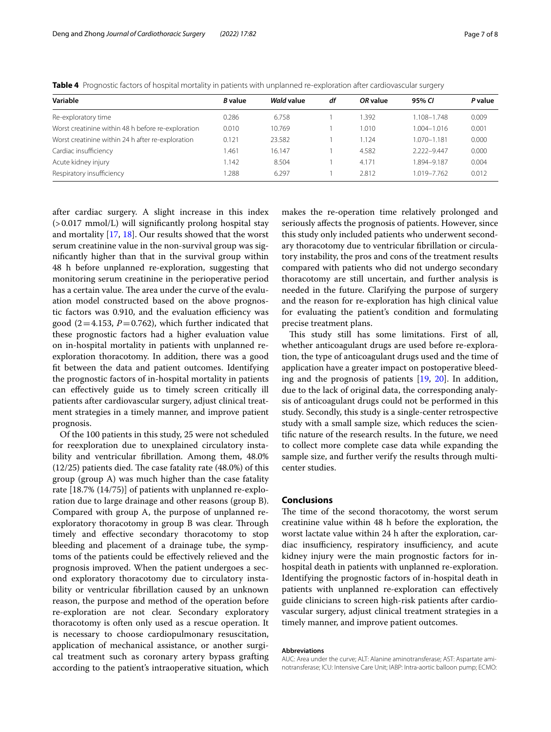**Table 4** Prognostic factors of hospital mortality in patients with unplanned re-exploration after cardiovascular surgery

| Variable | *B* value | *Wald* value | *df* | *OR* value | 95% *CI* | *P* value |
|---|---|---|---|---|---|---|
| Re-exploratory time | 0.286 | 6.758 | 1 | 1.392 | 1.108–1.748 | 0.009 |
| Worst creatinine within 48 h before re-exploration | 0.010 | 10.769 | 1 | 1.010 | 1.004–1.016 | 0.001 |
| Worst creatinine within 24 h after re-exploration | 0.121 | 23.582 | 1 | 1.124 | 1.070–1.181 | 0.000 |
| Cardiac insufficiency | 1.461 | 16.147 | 1 | 4.582 | 2.222–9.447 | 0.000 |
| Acute kidney injury | 1.142 | 8.504 | 1 | 4.171 | 1.894–9.187 | 0.004 |
| Respiratory insufficiency | 1.288 | 6.297 | 1 | 2.812 | 1.019–7.762 | 0.012 |

after cardiac surgery. A slight increase in this index (> 0.017 mmol/L) will significantly prolong hospital stay and mortality [17, 18]. Our results showed that the worst serum creatinine value in the non-survival group was significantly higher than that in the survival group within 48 h before unplanned re-exploration, suggesting that monitoring serum creatinine in the perioperative period has a certain value. The area under the curve of the evaluation model constructed based on the above prognostic factors was 0.910, and the evaluation efficiency was good (2 = 4.153, $P = 0.762$), which further indicated that these prognostic factors had a higher evaluation value on in-hospital mortality in patients with unplanned re-exploration thoracotomy. In addition, there was a good fit between the data and patient outcomes. Identifying the prognostic factors of in-hospital mortality in patients can effectively guide us to timely screen critically ill patients after cardiovascular surgery, adjust clinical treatment strategies in a timely manner, and improve patient prognosis.

Of the 100 patients in this study, 25 were not scheduled for reexploration due to unexplained circulatory instability and ventricular fibrillation. Among them, 48.0% (12/25) patients died. The case fatality rate (48.0%) of this group (group A) was much higher than the case fatality rate [18.7% (14/75)] of patients with unplanned re-exploration due to large drainage and other reasons (group B). Compared with group A, the purpose of unplanned re-exploratory thoracotomy in group B was clear. Through timely and effective secondary thoracotomy to stop bleeding and placement of a drainage tube, the symptoms of the patients could be effectively relieved and the prognosis improved. When the patient undergoes a second exploratory thoracotomy due to circulatory instability or ventricular fibrillation caused by an unknown reason, the purpose and method of the operation before re-exploration are not clear. Secondary exploratory thoracotomy is often only used as a rescue operation. It is necessary to choose cardiopulmonary resuscitation, application of mechanical assistance, or another surgical treatment such as coronary artery bypass grafting according to the patient's intraoperative situation, which makes the re-operation time relatively prolonged and seriously affects the prognosis of patients. However, since this study only included patients who underwent secondary thoracotomy due to ventricular fibrillation or circulatory instability, the pros and cons of the treatment results compared with patients who did not undergo secondary thoracotomy are still uncertain, and further analysis is needed in the future. Clarifying the purpose of surgery and the reason for re-exploration has high clinical value for evaluating the patient's condition and formulating precise treatment plans.

This study still has some limitations. First of all, whether anticoagulant drugs are used before re-exploration, the type of anticoagulant drugs used and the time of application have a greater impact on postoperative bleeding and the prognosis of patients [19, 20]. In addition, due to the lack of original data, the corresponding analysis of anticoagulant drugs could not be performed in this study. Secondly, this study is a single-center retrospective study with a small sample size, which reduces the scientific nature of the research results. In the future, we need to collect more complete case data while expanding the sample size, and further verify the results through multicenter studies.

## Conclusions

The time of the second thoracotomy, the worst serum creatinine value within 48 h before the exploration, the worst lactate value within 24 h after the exploration, cardiac insufficiency, respiratory insufficiency, and acute kidney injury were the main prognostic factors for in-hospital death in patients with unplanned re-exploration. Identifying the prognostic factors of in-hospital death in patients with unplanned re-exploration can effectively guide clinicians to screen high-risk patients after cardiovascular surgery, adjust clinical treatment strategies in a timely manner, and improve patient outcomes.

#### Abbreviations

AUC: Area under the curve; ALT: Alanine aminotransferase; AST: Aspartate aminotransferase; ICU: Intensive Care Unit; IABP: Intra-aortic balloon pump; ECMO: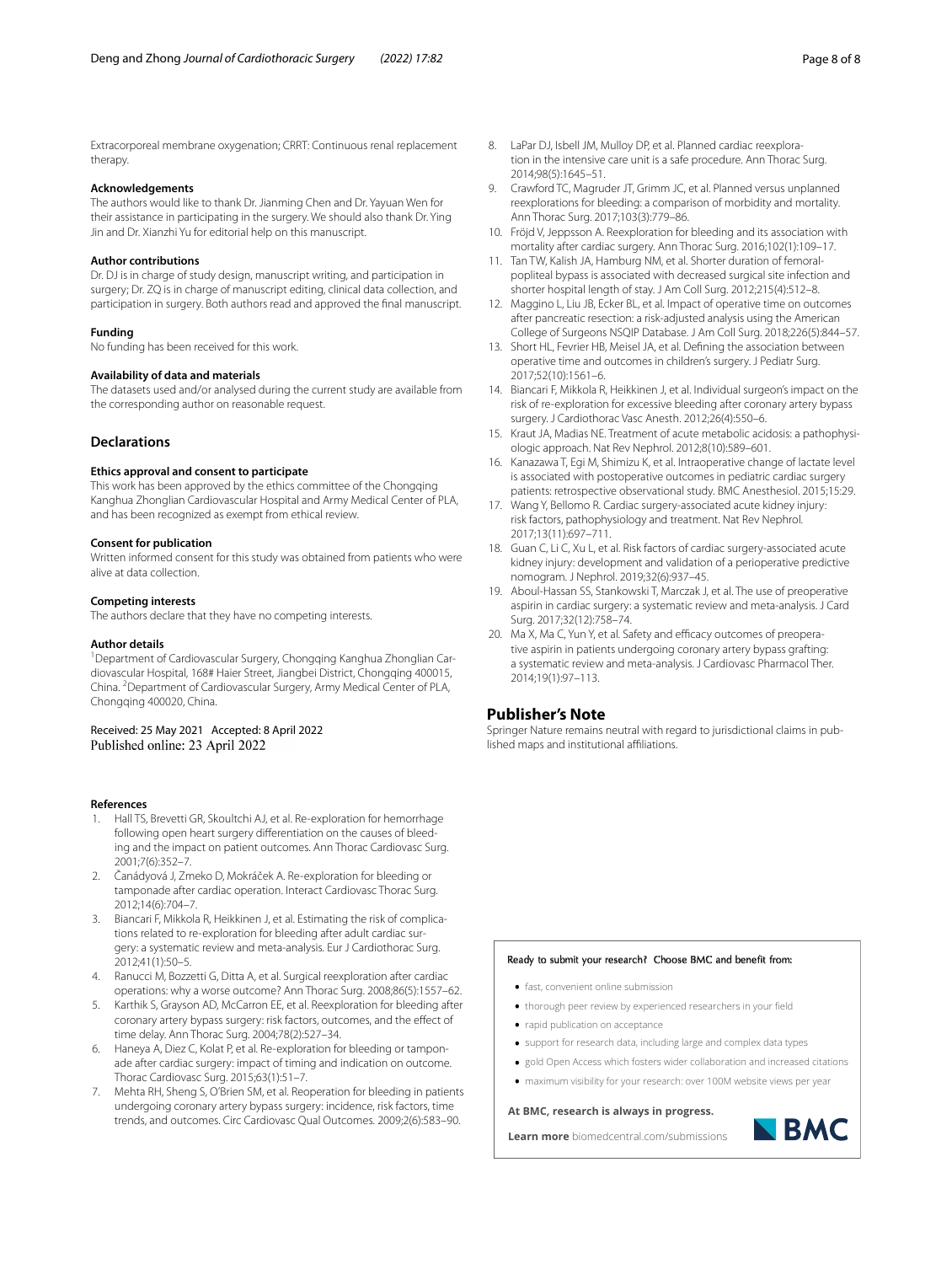Extracorporeal membrane oxygenation; CRRT: Continuous renal replacement therapy.

#### Acknowledgements

The authors would like to thank Dr. Jianming Chen and Dr. Yayuan Wen for their assistance in participating in the surgery. We should also thank Dr. Ying Jin and Dr. Xianzhi Yu for editorial help on this manuscript.

#### Author contributions

Dr. DJ is in charge of study design, manuscript writing, and participation in surgery; Dr. ZQ is in charge of manuscript editing, clinical data collection, and participation in surgery. Both authors read and approved the final manuscript.

#### Funding

No funding has been received for this work.

#### Availability of data and materials

The datasets used and/or analysed during the current study are available from the corresponding author on reasonable request.

## Declarations

#### Ethics approval and consent to participate

This work has been approved by the ethics committee of the Chongqing Kanghua Zhonglian Cardiovascular Hospital and Army Medical Center of PLA, and has been recognized as exempt from ethical review.

#### Consent for publication

Written informed consent for this study was obtained from patients who were alive at data collection.

#### Competing interests

The authors declare that they have no competing interests.

#### Author details

[1]Department of Cardiovascular Surgery, Chongqing Kanghua Zhonglian Cardiovascular Hospital, 168# Haier Street, Jiangbei District, Chongqing 400015, China. [2]Department of Cardiovascular Surgery, Army Medical Center of PLA, Chongqing 400020, China.

Received: 25 May 2021 Accepted: 8 April 2022
Published online: 23 April 2022

#### References

1. Hall TS, Brevetti GR, Skoultchi AJ, et al. Re-exploration for hemorrhage following open heart surgery differentiation on the causes of bleeding and the impact on patient outcomes. Ann Thorac Cardiovasc Surg. 2001;7(6):352–7.
2. Čanádyová J, Zmeko D, Mokráček A. Re-exploration for bleeding or tamponade after cardiac operation. Interact Cardiovasc Thorac Surg. 2012;14(6):704–7.
3. Biancari F, Mikkola R, Heikkinen J, et al. Estimating the risk of complications related to re-exploration for bleeding after adult cardiac surgery: a systematic review and meta-analysis. Eur J Cardiothorac Surg. 2012;41(1):50–5.
4. Ranucci M, Bozzetti G, Ditta A, et al. Surgical reexploration after cardiac operations: why a worse outcome? Ann Thorac Surg. 2008;86(5):1557–62.
5. Karthik S, Grayson AD, McCarron EE, et al. Reexploration for bleeding after coronary artery bypass surgery: risk factors, outcomes, and the effect of time delay. Ann Thorac Surg. 2004;78(2):527–34.
6. Haneya A, Diez C, Kolat P, et al. Re-exploration for bleeding or tamponade after cardiac surgery: impact of timing and indication on outcome. Thorac Cardiovasc Surg. 2015;63(1):51–7.
7. Mehta RH, Sheng S, O'Brien SM, et al. Reoperation for bleeding in patients undergoing coronary artery bypass surgery: incidence, risk factors, time trends, and outcomes. Circ Cardiovasc Qual Outcomes. 2009;2(6):583–90.
8. LaPar DJ, Isbell JM, Mulloy DP, et al. Planned cardiac reexploration in the intensive care unit is a safe procedure. Ann Thorac Surg. 2014;98(5):1645–51.
9. Crawford TC, Magruder JT, Grimm JC, et al. Planned versus unplanned reexplorations for bleeding: a comparison of morbidity and mortality. Ann Thorac Surg. 2017;103(3):779–86.
10. Fröjd V, Jeppsson A. Reexploration for bleeding and its association with mortality after cardiac surgery. Ann Thorac Surg. 2016;102(1):109–17.
11. Tan TW, Kalish JA, Hamburg NM, et al. Shorter duration of femoral-popliteal bypass is associated with decreased surgical site infection and shorter hospital length of stay. J Am Coll Surg. 2012;215(4):512–8.
12. Maggino L, Liu JB, Ecker BL, et al. Impact of operative time on outcomes after pancreatic resection: a risk-adjusted analysis using the American College of Surgeons NSQIP Database. J Am Coll Surg. 2018;226(5):844–57.
13. Short HL, Fevrier HB, Meisel JA, et al. Defining the association between operative time and outcomes in children's surgery. J Pediatr Surg. 2017;52(10):1561–6.
14. Biancari F, Mikkola R, Heikkinen J, et al. Individual surgeon's impact on the risk of re-exploration for excessive bleeding after coronary artery bypass surgery. J Cardiothorac Vasc Anesth. 2012;26(4):550–6.
15. Kraut JA, Madias NE. Treatment of acute metabolic acidosis: a pathophysiologic approach. Nat Rev Nephrol. 2012;8(10):589–601.
16. Kanazawa T, Egi M, Shimizu K, et al. Intraoperative change of lactate level is associated with postoperative outcomes in pediatric cardiac surgery patients: retrospective observational study. BMC Anesthesiol. 2015;15:29.
17. Wang Y, Bellomo R. Cardiac surgery-associated acute kidney injury: risk factors, pathophysiology and treatment. Nat Rev Nephrol. 2017;13(11):697–711.
18. Guan C, Li C, Xu L, et al. Risk factors of cardiac surgery-associated acute kidney injury: development and validation of a perioperative predictive nomogram. J Nephrol. 2019;32(6):937–45.
19. Aboul-Hassan SS, Stankowski T, Marczak J, et al. The use of preoperative aspirin in cardiac surgery: a systematic review and meta-analysis. J Card Surg. 2017;32(12):758–74.
20. Ma X, Ma C, Yun Y, et al. Safety and efficacy outcomes of preoperative aspirin in patients undergoing coronary artery bypass grafting: a systematic review and meta-analysis. J Cardiovasc Pharmacol Ther. 2014;19(1):97–113.

## Publisher's Note

Springer Nature remains neutral with regard to jurisdictional claims in published maps and institutional affiliations.

Ready to submit your research? Choose BMC and benefit from:

- fast, convenient online submission
- thorough peer review by experienced researchers in your field
- rapid publication on acceptance
- support for research data, including large and complex data types
- gold Open Access which fosters wider collaboration and increased citations
- maximum visibility for your research: over 100M website views per year

**At BMC, research is always in progress.**

**Learn more** biomedcentral.com/submissions